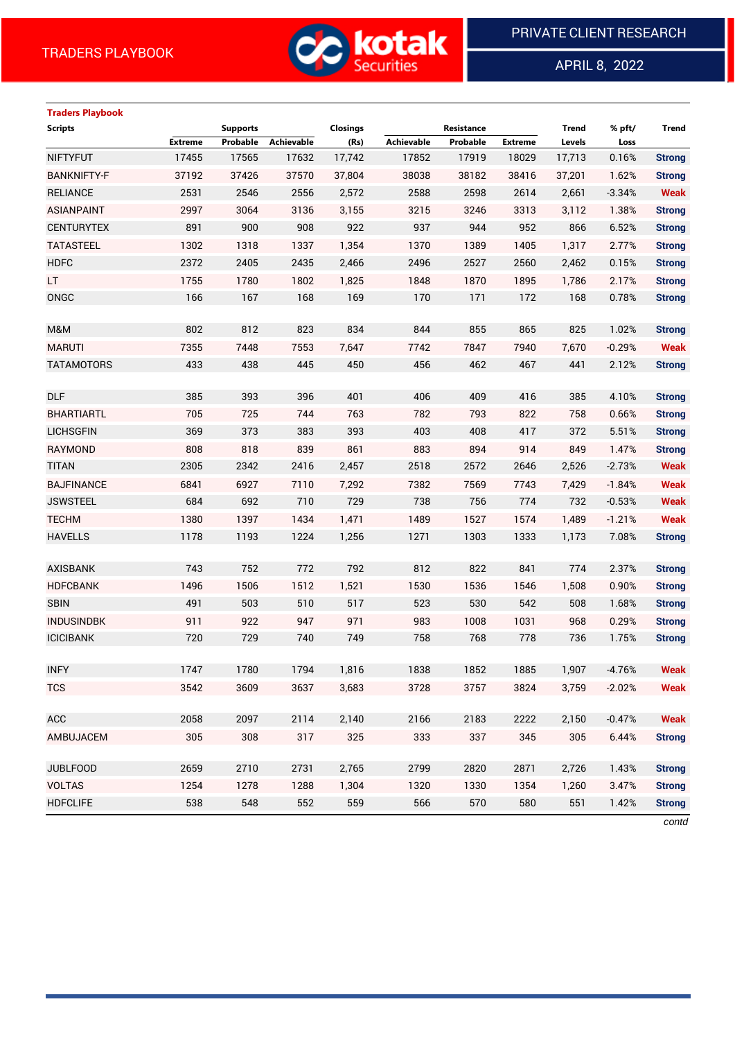## Traders Playbook

| Scripts | Supports | | | Closings | Resistance | | | Trend | % pft/ | Trend |
|---|---|---|---|---|---|---|---|---|---|---|
| | Extreme | Probable | Achievable | (Rs) | Achievable | Probable | Extreme | Levels | Loss | |
| NIFTYFUT | 17455 | 17565 | 17632 | 17,742 | 17852 | 17919 | 18029 | 17,713 | 0.16% | Strong |
| BANKNIFTY-F | 37192 | 37426 | 37570 | 37,804 | 38038 | 38182 | 38416 | 37,201 | 1.62% | Strong |
| RELIANCE | 2531 | 2546 | 2556 | 2,572 | 2588 | 2598 | 2614 | 2,661 | -3.34% | Weak |
| ASIANPAINT | 2997 | 3064 | 3136 | 3,155 | 3215 | 3246 | 3313 | 3,112 | 1.38% | Strong |
| CENTURYTEX | 891 | 900 | 908 | 922 | 937 | 944 | 952 | 866 | 6.52% | Strong |
| TATASTEEL | 1302 | 1318 | 1337 | 1,354 | 1370 | 1389 | 1405 | 1,317 | 2.77% | Strong |
| HDFC | 2372 | 2405 | 2435 | 2,466 | 2496 | 2527 | 2560 | 2,462 | 0.15% | Strong |
| LT | 1755 | 1780 | 1802 | 1,825 | 1848 | 1870 | 1895 | 1,786 | 2.17% | Strong |
| ONGC | 166 | 167 | 168 | 169 | 170 | 171 | 172 | 168 | 0.78% | Strong |
| | | | | | | | | | | |
| M&M | 802 | 812 | 823 | 834 | 844 | 855 | 865 | 825 | 1.02% | Strong |
| MARUTI | 7355 | 7448 | 7553 | 7,647 | 7742 | 7847 | 7940 | 7,670 | -0.29% | Weak |
| TATAMOTORS | 433 | 438 | 445 | 450 | 456 | 462 | 467 | 441 | 2.12% | Strong |
| | | | | | | | | | | |
| DLF | 385 | 393 | 396 | 401 | 406 | 409 | 416 | 385 | 4.10% | Strong |
| BHARTIARTL | 705 | 725 | 744 | 763 | 782 | 793 | 822 | 758 | 0.66% | Strong |
| LICHSGFIN | 369 | 373 | 383 | 393 | 403 | 408 | 417 | 372 | 5.51% | Strong |
| RAYMOND | 808 | 818 | 839 | 861 | 883 | 894 | 914 | 849 | 1.47% | Strong |
| TITAN | 2305 | 2342 | 2416 | 2,457 | 2518 | 2572 | 2646 | 2,526 | -2.73% | Weak |
| BAJFINANCE | 6841 | 6927 | 7110 | 7,292 | 7382 | 7569 | 7743 | 7,429 | -1.84% | Weak |
| JSWSTEEL | 684 | 692 | 710 | 729 | 738 | 756 | 774 | 732 | -0.53% | Weak |
| TECHM | 1380 | 1397 | 1434 | 1,471 | 1489 | 1527 | 1574 | 1,489 | -1.21% | Weak |
| HAVELLS | 1178 | 1193 | 1224 | 1,256 | 1271 | 1303 | 1333 | 1,173 | 7.08% | Strong |
| | | | | | | | | | | |
| AXISBANK | 743 | 752 | 772 | 792 | 812 | 822 | 841 | 774 | 2.37% | Strong |
| HDFCBANK | 1496 | 1506 | 1512 | 1,521 | 1530 | 1536 | 1546 | 1,508 | 0.90% | Strong |
| SBIN | 491 | 503 | 510 | 517 | 523 | 530 | 542 | 508 | 1.68% | Strong |
| INDUSINDBK | 911 | 922 | 947 | 971 | 983 | 1008 | 1031 | 968 | 0.29% | Strong |
| ICICIBANK | 720 | 729 | 740 | 749 | 758 | 768 | 778 | 736 | 1.75% | Strong |
| | | | | | | | | | | |
| INFY | 1747 | 1780 | 1794 | 1,816 | 1838 | 1852 | 1885 | 1,907 | -4.76% | Weak |
| TCS | 3542 | 3609 | 3637 | 3,683 | 3728 | 3757 | 3824 | 3,759 | -2.02% | Weak |
| | | | | | | | | | | |
| ACC | 2058 | 2097 | 2114 | 2,140 | 2166 | 2183 | 2222 | 2,150 | -0.47% | Weak |
| AMBUJACEM | 305 | 308 | 317 | 325 | 333 | 337 | 345 | 305 | 6.44% | Strong |
| | | | | | | | | | | |
| JUBLFOOD | 2659 | 2710 | 2731 | 2,765 | 2799 | 2820 | 2871 | 2,726 | 1.43% | Strong |
| VOLTAS | 1254 | 1278 | 1288 | 1,304 | 1320 | 1330 | 1354 | 1,260 | 3.47% | Strong |
| HDFCLIFE | 538 | 548 | 552 | 559 | 566 | 570 | 580 | 551 | 1.42% | Strong |

*contd*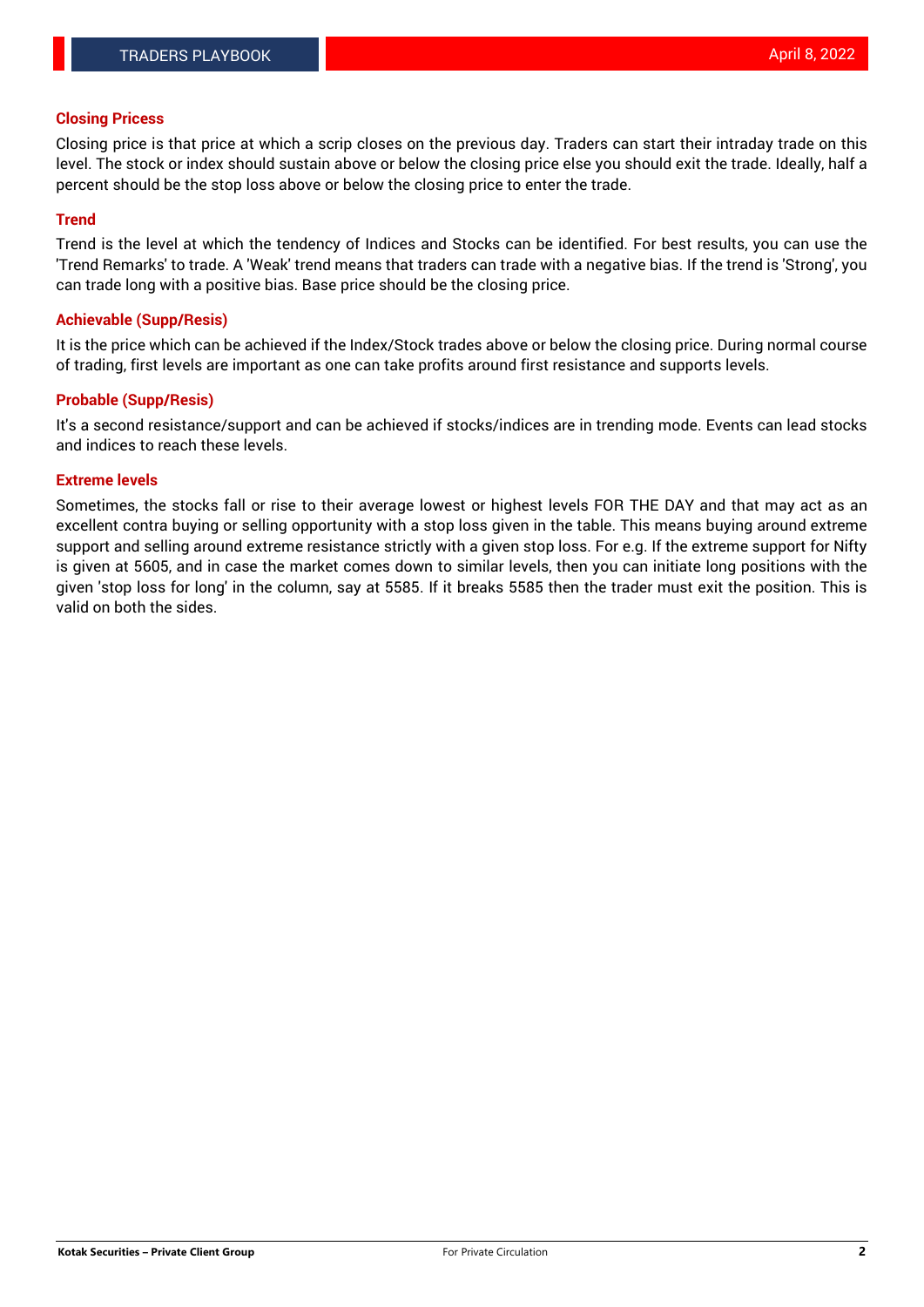## Closing Pricess

Closing price is that price at which a scrip closes on the previous day. Traders can start their intraday trade on this level. The stock or index should sustain above or below the closing price else you should exit the trade. Ideally, half a percent should be the stop loss above or below the closing price to enter the trade.

## Trend

Trend is the level at which the tendency of Indices and Stocks can be identified. For best results, you can use the 'Trend Remarks' to trade. A 'Weak' trend means that traders can trade with a negative bias. If the trend is 'Strong', you can trade long with a positive bias. Base price should be the closing price.

## Achievable (Supp/Resis)

It is the price which can be achieved if the Index/Stock trades above or below the closing price. During normal course of trading, first levels are important as one can take profits around first resistance and supports levels.

## Probable (Supp/Resis)

It's a second resistance/support and can be achieved if stocks/indices are in trending mode. Events can lead stocks and indices to reach these levels.

## Extreme levels

Sometimes, the stocks fall or rise to their average lowest or highest levels FOR THE DAY and that may act as an excellent contra buying or selling opportunity with a stop loss given in the table. This means buying around extreme support and selling around extreme resistance strictly with a given stop loss. For e.g. If the extreme support for Nifty is given at 5605, and in case the market comes down to similar levels, then you can initiate long positions with the given 'stop loss for long' in the column, say at 5585. If it breaks 5585 then the trader must exit the position. This is valid on both the sides.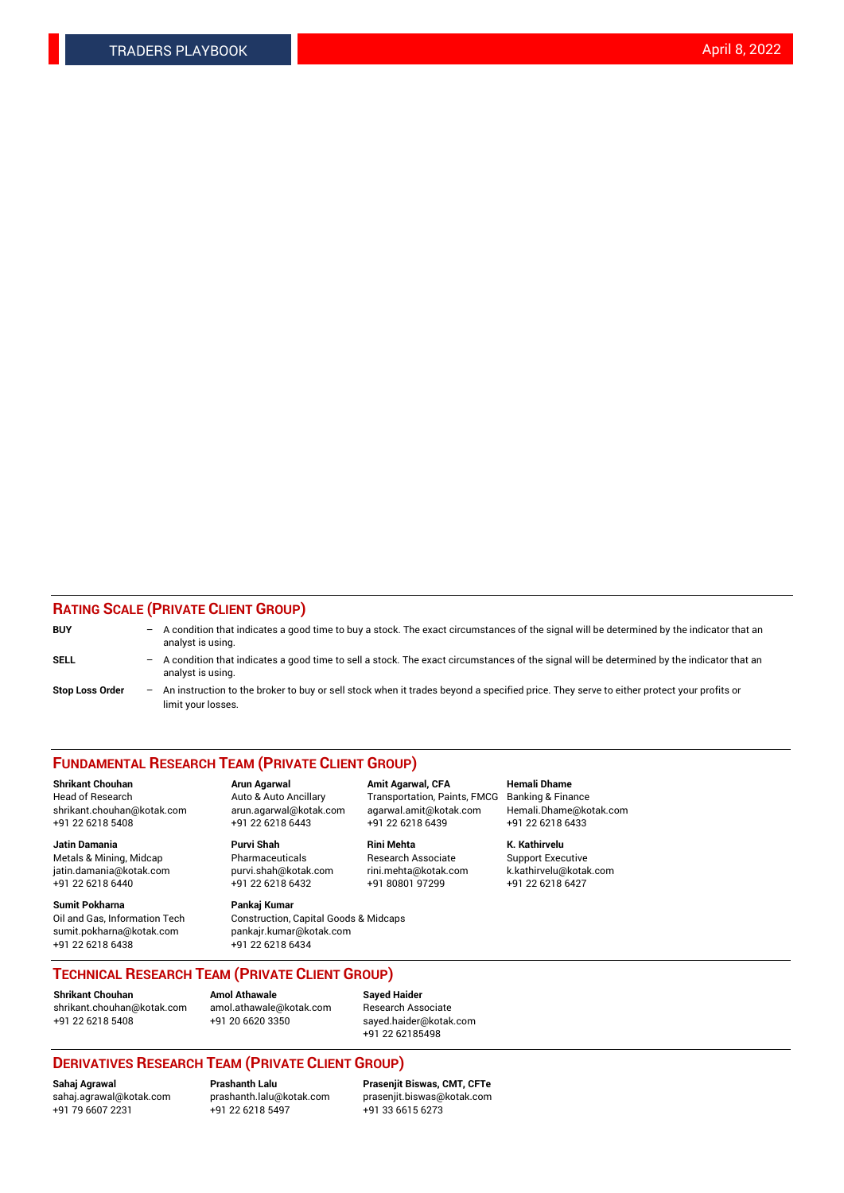## RATING SCALE (PRIVATE CLIENT GROUP)

**BUY** – A condition that indicates a good time to buy a stock. The exact circumstances of the signal will be determined by the indicator that an analyst is using.

**SELL** – A condition that indicates a good time to sell a stock. The exact circumstances of the signal will be determined by the indicator that an analyst is using.

**Stop Loss Order** – An instruction to the broker to buy or sell stock when it trades beyond a specified price. They serve to either protect your profits or limit your losses.

## FUNDAMENTAL RESEARCH TEAM (PRIVATE CLIENT GROUP)

**Shrikant Chouhan**
Head of Research
shrikant.chouhan@kotak.com
+91 22 6218 5408

**Arun Agarwal**
Auto & Auto Ancillary
arun.agarwal@kotak.com
+91 22 6218 6443

**Amit Agarwal, CFA**
Transportation, Paints, FMCG
agarwal.amit@kotak.com
+91 22 6218 6439

**Hemali Dhame**
Banking & Finance
Hemali.Dhame@kotak.com
+91 22 6218 6433

**Jatin Damania**
Metals & Mining, Midcap
jatin.damania@kotak.com
+91 22 6218 6440

**Purvi Shah**
Pharmaceuticals
purvi.shah@kotak.com
+91 22 6218 6432

**Rini Mehta**
Research Associate
rini.mehta@kotak.com
+91 80801 97299

**K. Kathirvelu**
Support Executive
k.kathirvelu@kotak.com
+91 22 6218 6427

**Sumit Pokharna**
Oil and Gas, Information Tech
sumit.pokharna@kotak.com
+91 22 6218 6438

**Pankaj Kumar**
Construction, Capital Goods & Midcaps
pankajr.kumar@kotak.com
+91 22 6218 6434

## TECHNICAL RESEARCH TEAM (PRIVATE CLIENT GROUP)

**Shrikant Chouhan**
shrikant.chouhan@kotak.com
+91 22 6218 5408

**Amol Athawale**
amol.athawale@kotak.com
+91 20 6620 3350

**Sayed Haider**
Research Associate
sayed.haider@kotak.com
+91 22 62185498

## DERIVATIVES RESEARCH TEAM (PRIVATE CLIENT GROUP)

**Sahaj Agrawal**
sahaj.agrawal@kotak.com
+91 79 6607 2231

**Prashanth Lalu**
prashanth.lalu@kotak.com
+91 22 6218 5497

**Prasenjit Biswas, CMT, CFTe**
prasenjit.biswas@kotak.com
+91 33 6615 6273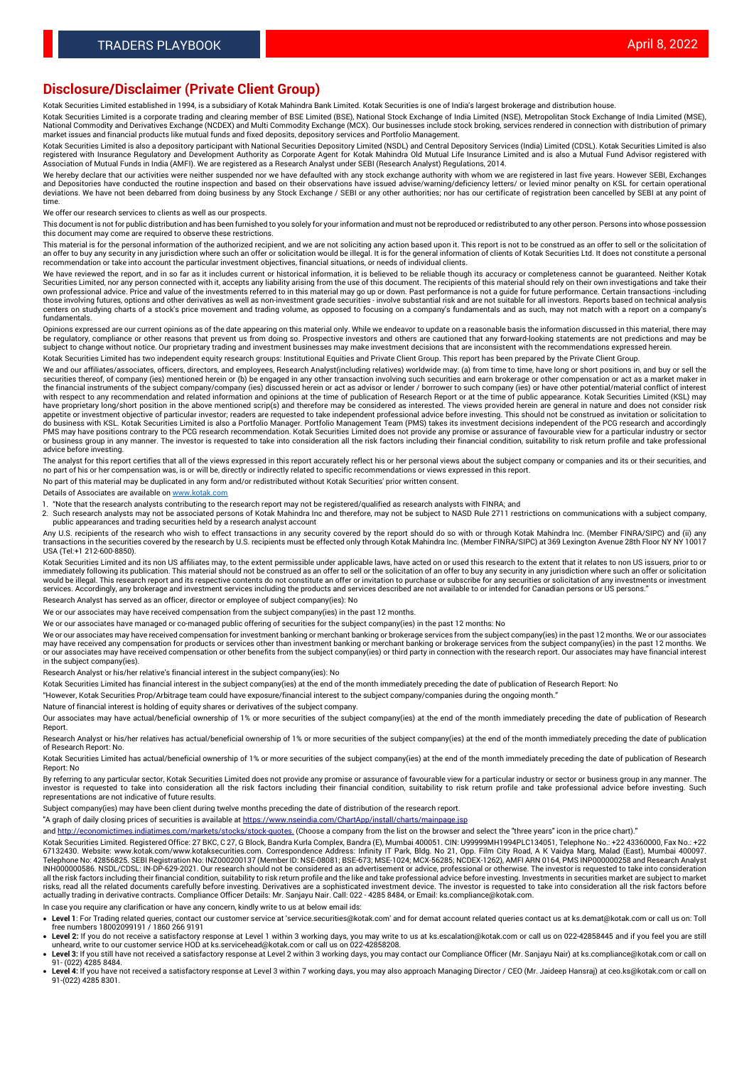# Disclosure/Disclaimer (Private Client Group)

Kotak Securities Limited established in 1994, is a subsidiary of Kotak Mahindra Bank Limited. Kotak Securities is one of India's largest brokerage and distribution house.

Kotak Securities Limited is a corporate trading and clearing member of BSE Limited (BSE), National Stock Exchange of India Limited (NSE), Metropolitan Stock Exchange of India Limited (MSE), National Commodity and Derivatives Exchange (NCDEX) and Multi Commodity Exchange (MCX). Our businesses include stock broking, services rendered in connection with distribution of primary market issues and financial products like mutual funds and fixed deposits, depository services and Portfolio Management.

Kotak Securities Limited is also a depository participant with National Securities Depository Limited (NSDL) and Central Depository Services (India) Limited (CDSL). Kotak Securities Limited is also registered with Insurance Regulatory and Development Authority as Corporate Agent for Kotak Mahindra Old Mutual Life Insurance Limited and is also a Mutual Fund Advisor registered with Association of Mutual Funds in India (AMFI). We are registered as a Research Analyst under SEBI (Research Analyst) Regulations, 2014.

We hereby declare that our activities were neither suspended nor we have defaulted with any stock exchange authority with whom we are registered in last five years. However SEBI, Exchanges and Depositories have conducted the routine inspection and based on their observations have issued advise/warning/deficiency letters/ or levied minor penalty on KSL for certain operational deviations. We have not been debarred from doing business by any Stock Exchange / SEBI or any other authorities; nor has our certificate of registration been cancelled by SEBI at any point of time.

We offer our research services to clients as well as our prospects.

This document is not for public distribution and has been furnished to you solely for your information and must not be reproduced or redistributed to any other person. Persons into whose possession this document may come are required to observe these restrictions.

This material is for the personal information of the authorized recipient, and we are not soliciting any action based upon it. This report is not to be construed as an offer to sell or the solicitation of an offer to buy any security in any jurisdiction where such an offer or solicitation would be illegal. It is for the general information of clients of Kotak Securities Ltd. It does not constitute a personal recommendation or take into account the particular investment objectives, financial situations, or needs of individual clients.

We have reviewed the report, and in so far as it includes current or historical information, it is believed to be reliable though its accuracy or completeness cannot be guaranteed. Neither Kotak Securities Limited, nor any person connected with it, accepts any liability arising from the use of this document. The recipients of this material should rely on their own investigations and take their own professional advice. Price and value of the investments referred to in this material may go up or down. Past performance is not a guide for future performance. Certain transactions -including those involving futures, options and other derivatives as well as non-investment grade securities - involve substantial risk and are not suitable for all investors. Reports based on technical analysis centers on studying charts of a stock's price movement and trading volume, as opposed to focusing on a company's fundamentals and as such, may not match with a report on a company's fundamentals.

Opinions expressed are our current opinions as of the date appearing on this material only. While we endeavor to update on a reasonable basis the information discussed in this material, there may be regulatory, compliance or other reasons that prevent us from doing so. Prospective investors and others are cautioned that any forward-looking statements are not predictions and may be subject to change without notice. Our proprietary trading and investment businesses may make investment decisions that are inconsistent with the recommendations expressed herein.

Kotak Securities Limited has two independent equity research groups: Institutional Equities and Private Client Group. This report has been prepared by the Private Client Group.

We and our affiliates/associates, officers, directors, and employees, Research Analyst(including relatives) worldwide may: (a) from time to time, have long or short positions in, and buy or sell the securities thereof, of company (ies) mentioned herein or (b) be engaged in any other transaction involving such securities and earn brokerage or other compensation or act as a market maker in the financial instruments of the subject company/company (ies) discussed herein or act as advisor or lender / borrower to such company (ies) or have other potential/material conflict of interest with respect to any recommendation and related information and opinions at the time of publication of Research Report or at the time of public appearance. Kotak Securities Limited (KSL) may have proprietary long/short position in the above mentioned scrip(s) and therefore may be considered as interested. The views provided herein are general in nature and does not consider risk appetite or investment objective of particular investor; readers are requested to take independent professional advice before investing. This should not be construed as invitation or solicitation to do business with KSL. Kotak Securities Limited is also a Portfolio Manager. Portfolio Management Team (PMS) takes its investment decisions independent of the PCG research and accordingly PMS may have positions contrary to the PCG research recommendation. Kotak Securities Limited does not provide any promise or assurance of favourable view for a particular industry or sector or business group in any manner. The investor is requested to take into consideration all the risk factors including their financial condition, suitability to risk return profile and take professional advice before investing.

The analyst for this report certifies that all of the views expressed in this report accurately reflect his or her personal views about the subject company or companies and its or their securities, and no part of his or her compensation was, is or will be, directly or indirectly related to specific recommendations or views expressed in this report.

No part of this material may be duplicated in any form and/or redistributed without Kotak Securities' prior written consent.

Details of Associates are available on www.kotak.com

1. "Note that the research analysts contributing to the research report may not be registered/qualified as research analysts with FINRA; and
2. Such research analysts may not be associated persons of Kotak Mahindra Inc and therefore, may not be subject to NASD Rule 2711 restrictions on communications with a subject company, public appearances and trading securities held by a research analyst account

Any U.S. recipients of the research who wish to effect transactions in any security covered by the report should do so with or through Kotak Mahindra Inc. (Member FINRA/SIPC) and (ii) any transactions in the securities covered by the research by U.S. recipients must be effected only through Kotak Mahindra Inc. (Member FINRA/SIPC) at 369 Lexington Avenue 28th Floor NY NY 10017 USA (Tel:+1 212-600-8850).

Kotak Securities Limited and its non US affiliates may, to the extent permissible under applicable laws, have acted on or used this research to the extent that it relates to non US issuers, prior to or immediately following its publication. This material should not be construed as an offer to sell or the solicitation of an offer to buy any security in any jurisdiction where such an offer or solicitation would be illegal. This research report and its respective contents do not constitute an offer or invitation to purchase or subscribe for any securities or solicitation of any investments or investment services. Accordingly, any brokerage and investment services including the products and services described are not available to or intended for Canadian persons or US persons."

Research Analyst has served as an officer, director or employee of subject company(ies): No

We or our associates may have received compensation from the subject company(ies) in the past 12 months.

We or our associates have managed or co-managed public offering of securities for the subject company(ies) in the past 12 months: No

We or our associates may have received compensation for investment banking or merchant banking or brokerage services from the subject company(ies) in the past 12 months. We or our associates may have received any compensation for products or services other than investment banking or merchant banking or brokerage services from the subject company(ies) in the past 12 months. We or our associates may have received compensation or other benefits from the subject company(ies) or third party in connection with the research report. Our associates may have financial interest in the subject company(ies).

Research Analyst or his/her relative's financial interest in the subject company(ies): No

Kotak Securities Limited has financial interest in the subject company(ies) at the end of the month immediately preceding the date of publication of Research Report: No

"However, Kotak Securities Prop/Arbitrage team could have exposure/financial interest to the subject company/companies during the ongoing month."

Nature of financial interest is holding of equity shares or derivatives of the subject company.

Our associates may have actual/beneficial ownership of 1% or more securities of the subject company(ies) at the end of the month immediately preceding the date of publication of Research Report.

Research Analyst or his/her relatives has actual/beneficial ownership of 1% or more securities of the subject company(ies) at the end of the month immediately preceding the date of publication of Research Report: No.

Kotak Securities Limited has actual/beneficial ownership of 1% or more securities of the subject company(ies) at the end of the month immediately preceding the date of publication of Research Report: No

By referring to any particular sector, Kotak Securities Limited does not provide any promise or assurance of favourable view for a particular industry or sector or business group in any manner. The investor is requested to take into consideration all the risk factors including their financial condition, suitability to risk return profile and take professional advice before investing. Such representations are not indicative of future results.

Subject company(ies) may have been client during twelve months preceding the date of distribution of the research report.

"A graph of daily closing prices of securities is available at https://www.nseindia.com/ChartApp/install/charts/mainpage.jsp

and http://economictimes.indiatimes.com/markets/stocks/stock-quotes. (Choose a company from the list on the browser and select the "three years" icon in the price chart)."

Kotak Securities Limited. Registered Office: 27 BKC, C 27, G Block, Bandra Kurla Complex, Bandra (E), Mumbai 400051. CIN: U99999MH1994PLC134051, Telephone No.: +22 43360000, Fax No.: +22 67132430. Website: www.kotak.com/www.kotaksecurities.com. Correspondence Address: Infinity IT Park, Bldg. No 21, Opp. Film City Road, A K Vaidya Marg, Malad (East), Mumbai 400097. Telephone No: 42856825. SEBI Registration No: INZ000200137 (Member ID: NSE-08081; BSE-673; MSE-1024; MCX-56285; NCDEX-1262), AMFI ARN 0164, PMS INP000000258 and Research Analyst INH000000586. NSDL/CDSL: IN-DP-629-2021. Our research should not be considered as an advertisement or advice, professional or otherwise. The investor is requested to take into consideration all the risk factors including their financial condition, suitability to risk return profile and the like and take professional advice before investing. Investments in securities market are subject to market risks, read all the related documents carefully before investing. Derivatives are a sophisticated investment device. The investor is requested to take into consideration all the risk factors before actually trading in derivative contracts. Compliance Officer Details: Mr. Sanjayu Nair. Call: 022 - 4285 8484, or Email: ks.compliance@kotak.com.

In case you require any clarification or have any concern, kindly write to us at below email ids:

- **Level 1**: For Trading related queries, contact our customer service at 'service.securities@kotak.com' and for demat account related queries contact us at ks.demat@kotak.com or call us on: Toll free numbers 18002099191 / 1860 266 9191
- **Level 2:** If you do not receive a satisfactory response at Level 1 within 3 working days, you may write to us at ks.escalation@kotak.com or call us on 022-42858445 and if you feel you are still unheard, write to our customer service HOD at ks.servicehead@kotak.com or call us on 022-42858208.
- **Level 3:** If you still have not received a satisfactory response at Level 2 within 3 working days, you may contact our Compliance Officer (Mr. Sanjayu Nair) at ks.compliance@kotak.com or call on 91- (022) 4285 8484.
- **Level 4:** If you have not received a satisfactory response at Level 3 within 7 working days, you may also approach Managing Director / CEO (Mr. Jaideep Hansraj) at ceo.ks@kotak.com or call on 91-(022) 4285 8301.